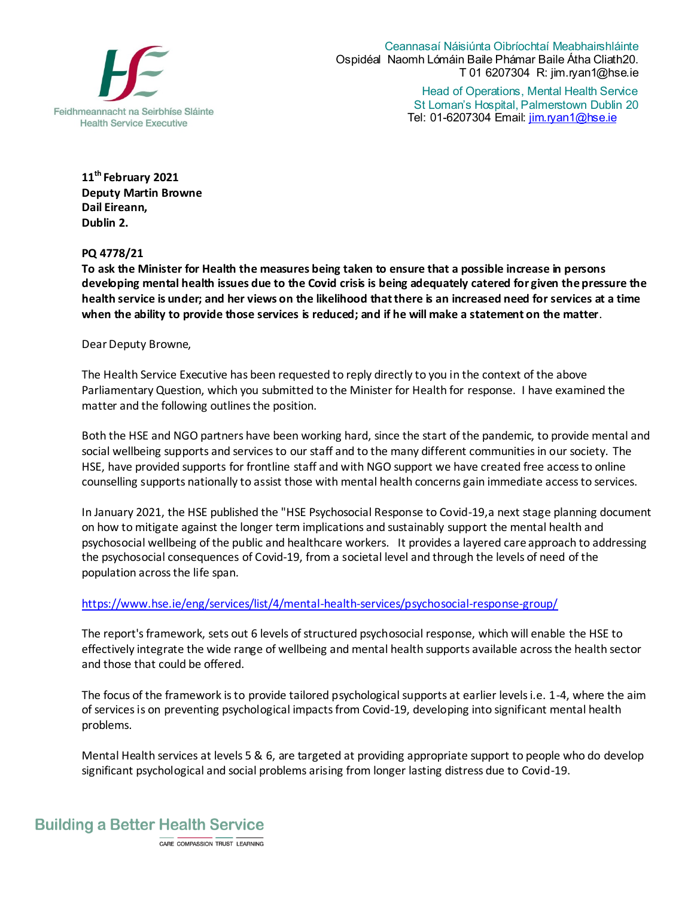Feidhmeannacht na Seirbhíse Sláinte
Health Service Executive

Ceannasaí Náisiúnta Oibríochtaí Meabhairshláinte
Ospidéal Naomh Lómáin Baile Phámar Baile Átha Cliath20.
T 01 6207304 R: jim.ryan1@hse.ie

Head of Operations, Mental Health Service
St Loman's Hospital, Palmerstown Dublin 20
Tel: 01-6207304 Email: jim.ryan1@hse.ie

**11th February 2021**
**Deputy Martin Browne**
**Dail Eireann,**
**Dublin 2.**

**PQ 4778/21**
**To ask the Minister for Health the measures being taken to ensure that a possible increase in persons developing mental health issues due to the Covid crisis is being adequately catered for given the pressure the health service is under; and her views on the likelihood that there is an increased need for services at a time when the ability to provide those services is reduced; and if he will make a statement on the matter**.

Dear Deputy Browne,

The Health Service Executive has been requested to reply directly to you in the context of the above Parliamentary Question, which you submitted to the Minister for Health for response. I have examined the matter and the following outlines the position.

Both the HSE and NGO partners have been working hard, since the start of the pandemic, to provide mental and social wellbeing supports and services to our staff and to the many different communities in our society. The HSE, have provided supports for frontline staff and with NGO support we have created free access to online counselling supports nationally to assist those with mental health concerns gain immediate access to services.

In January 2021, the HSE published the "HSE Psychosocial Response to Covid-19,a next stage planning document on how to mitigate against the longer term implications and sustainably support the mental health and psychosocial wellbeing of the public and healthcare workers. It provides a layered care approach to addressing the psychosocial consequences of Covid-19, from a societal level and through the levels of need of the population across the life span.

https://www.hse.ie/eng/services/list/4/mental-health-services/psychosocial-response-group/

The report's framework, sets out 6 levels of structured psychosocial response, which will enable the HSE to effectively integrate the wide range of wellbeing and mental health supports available across the health sector and those that could be offered.

The focus of the framework is to provide tailored psychological supports at earlier levels i.e. 1-4, where the aim of services is on preventing psychological impacts from Covid-19, developing into significant mental health problems.

Mental Health services at levels 5 & 6, are targeted at providing appropriate support to people who do develop significant psychological and social problems arising from longer lasting distress due to Covid-19.

Building a Better Health Service
CARE COMPASSION TRUST LEARNING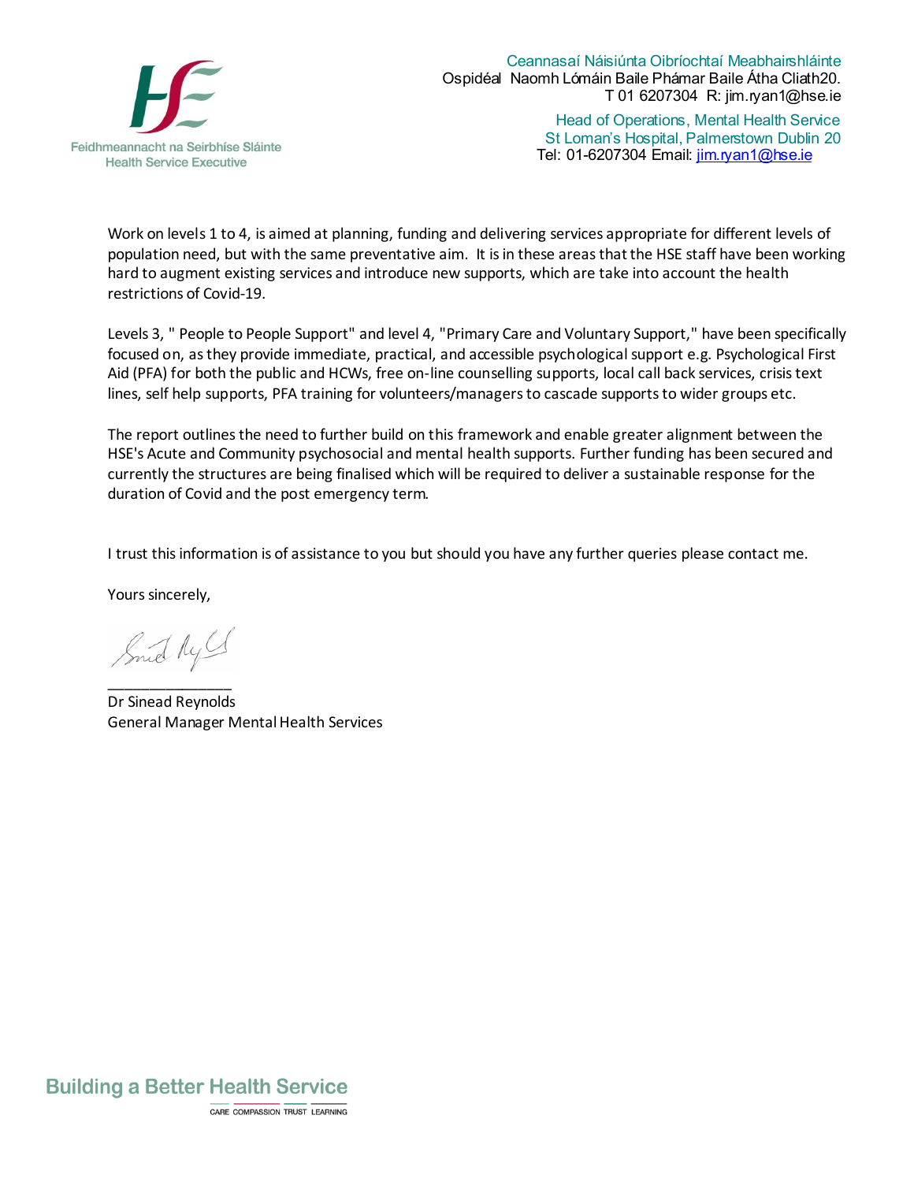Ceannasaí Náisiúnta Oibríochtaí Meabhairshláinte
Ospidéal Naomh Lómáin Baile Phámar Baile Átha Cliath20.
T 01 6207304 R: jim.ryan1@hse.ie

Head of Operations, Mental Health Service
St Loman's Hospital, Palmerstown Dublin 20
Tel: 01-6207304 Email: jim.ryan1@hse.ie

Work on levels 1 to 4, is aimed at planning, funding and delivering services appropriate for different levels of population need, but with the same preventative aim. It is in these areas that the HSE staff have been working hard to augment existing services and introduce new supports, which are take into account the health restrictions of Covid-19.

Levels 3, " People to People Support" and level 4, "Primary Care and Voluntary Support," have been specifically focused on, as they provide immediate, practical, and accessible psychological support e.g. Psychological First Aid (PFA) for both the public and HCWs, free on-line counselling supports, local call back services, crisis text lines, self help supports, PFA training for volunteers/managers to cascade supports to wider groups etc.

The report outlines the need to further build on this framework and enable greater alignment between the HSE's Acute and Community psychosocial and mental health supports. Further funding has been secured and currently the structures are being finalised which will be required to deliver a sustainable response for the duration of Covid and the post emergency term.

I trust this information is of assistance to you but should you have any further queries please contact me.

Yours sincerely,

_______________
Dr Sinead Reynolds
General Manager Mental Health Services